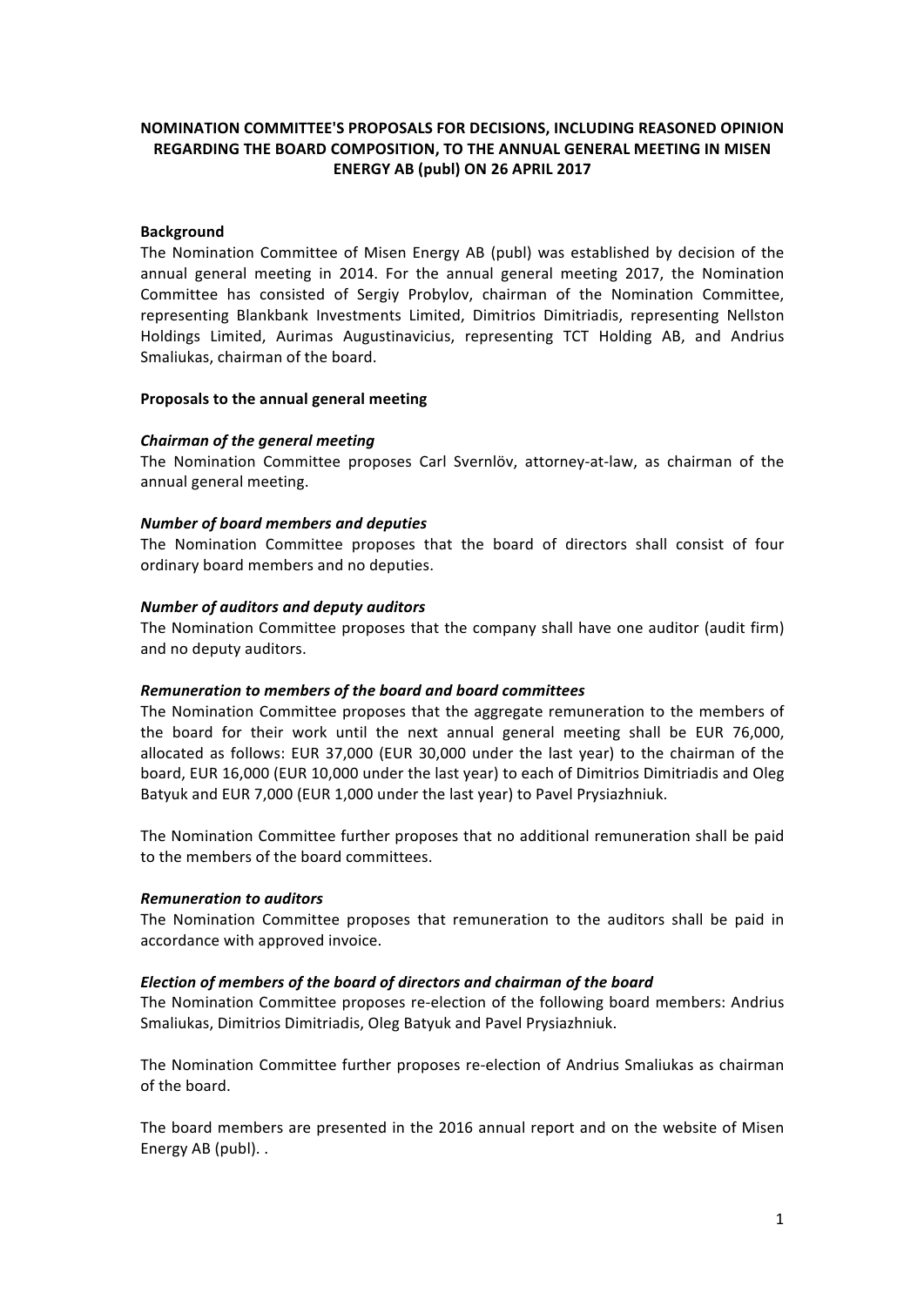# NOMINATION COMMITTEE'S PROPOSALS FOR DECISIONS, INCLUDING REASONED OPINION REGARDING THE BOARD COMPOSITION, TO THE ANNUAL GENERAL MEETING IN MISEN ENERGY AB (publ) ON 26 APRIL 2017

## Background

The Nomination Committee of Misen Energy AB (publ) was established by decision of the annual general meeting in 2014. For the annual general meeting 2017, the Nomination Committee has consisted of Sergiy Probylov, chairman of the Nomination Committee, representing Blankbank Investments Limited, Dimitrios Dimitriadis, representing Nellston Holdings Limited, Aurimas Augustinavicius, representing TCT Holding AB, and Andrius Smaliukas, chairman of the board.

## Proposals to the annual general meeting

### *Chairman of the general meeting*

The Nomination Committee proposes Carl Svernlöv, attorney-at-law, as chairman of the annual general meeting.

### *Number of board members and deputies*

The Nomination Committee proposes that the board of directors shall consist of four ordinary board members and no deputies.

### *Number of auditors and deputy auditors*

The Nomination Committee proposes that the company shall have one auditor (audit firm) and no deputy auditors.

### *Remuneration to members of the board and board committees*

The Nomination Committee proposes that the aggregate remuneration to the members of the board for their work until the next annual general meeting shall be EUR 76,000, allocated as follows: EUR 37,000 (EUR 30,000 under the last year) to the chairman of the board, EUR 16,000 (EUR 10,000 under the last year) to each of Dimitrios Dimitriadis and Oleg Batyuk and EUR 7,000 (EUR 1,000 under the last year) to Pavel Prysiazhniuk.

The Nomination Committee further proposes that no additional remuneration shall be paid to the members of the board committees.

### *Remuneration to auditors*

The Nomination Committee proposes that remuneration to the auditors shall be paid in accordance with approved invoice.

### *Election of members of the board of directors and chairman of the board*

The Nomination Committee proposes re-election of the following board members: Andrius Smaliukas, Dimitrios Dimitriadis, Oleg Batyuk and Pavel Prysiazhniuk.

The Nomination Committee further proposes re-election of Andrius Smaliukas as chairman of the board.

The board members are presented in the 2016 annual report and on the website of Misen Energy AB (publ). .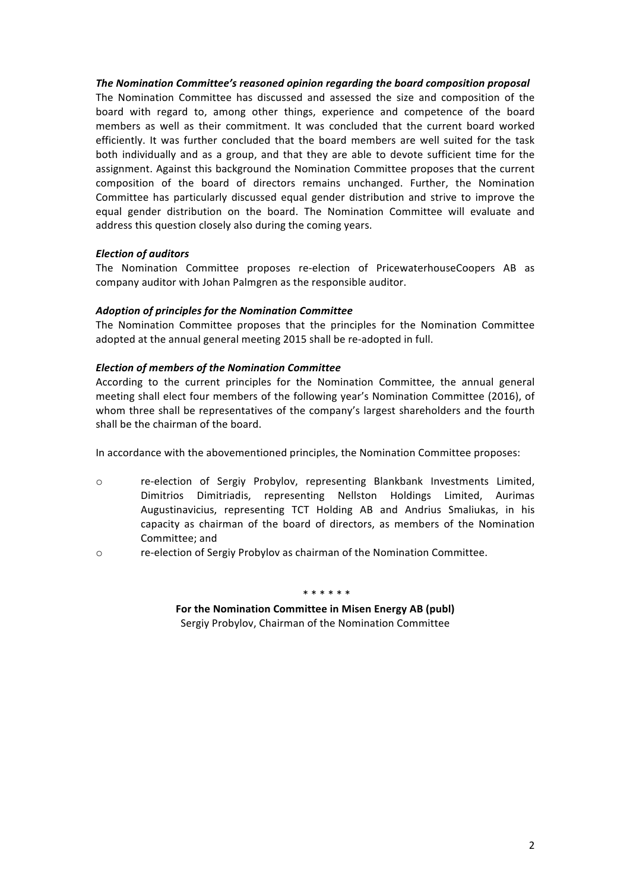***The Nomination Committee's reasoned opinion regarding the board composition proposal***

The Nomination Committee has discussed and assessed the size and composition of the board with regard to, among other things, experience and competence of the board members as well as their commitment. It was concluded that the current board worked efficiently. It was further concluded that the board members are well suited for the task both individually and as a group, and that they are able to devote sufficient time for the assignment. Against this background the Nomination Committee proposes that the current composition of the board of directors remains unchanged. Further, the Nomination Committee has particularly discussed equal gender distribution and strive to improve the equal gender distribution on the board. The Nomination Committee will evaluate and address this question closely also during the coming years.

***Election of auditors***

The Nomination Committee proposes re-election of PricewaterhouseCoopers AB as company auditor with Johan Palmgren as the responsible auditor.

***Adoption of principles for the Nomination Committee***

The Nomination Committee proposes that the principles for the Nomination Committee adopted at the annual general meeting 2015 shall be re-adopted in full.

***Election of members of the Nomination Committee***

According to the current principles for the Nomination Committee, the annual general meeting shall elect four members of the following year's Nomination Committee (2016), of whom three shall be representatives of the company's largest shareholders and the fourth shall be the chairman of the board.

In accordance with the abovementioned principles, the Nomination Committee proposes:

- re-election of Sergiy Probylov, representing Blankbank Investments Limited, Dimitrios Dimitriadis, representing Nellston Holdings Limited, Aurimas Augustinavicius, representing TCT Holding AB and Andrius Smaliukas, in his capacity as chairman of the board of directors, as members of the Nomination Committee; and
- re-election of Sergiy Probylov as chairman of the Nomination Committee.

\* \* \* \* \* \*

**For the Nomination Committee in Misen Energy AB (publ)**
Sergiy Probylov, Chairman of the Nomination Committee